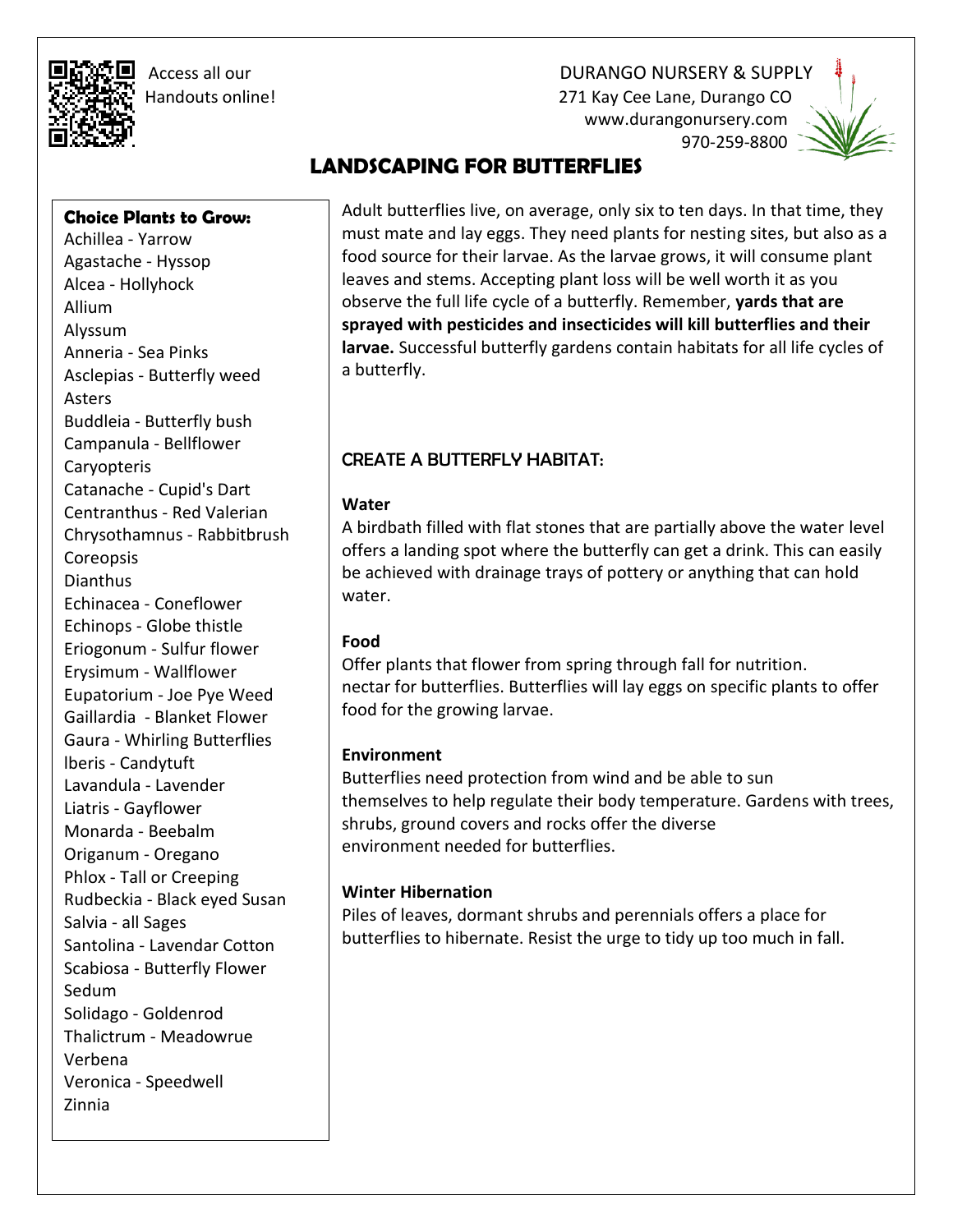Access all our Handouts online!

DURANGO NURSERY & SUPPLY
271 Kay Cee Lane, Durango CO
www.durangonursery.com
970-259-8800

# LANDSCAPING FOR BUTTERFLIES

Adult butterflies live, on average, only six to ten days. In that time, they must mate and lay eggs. They need plants for nesting sites, but also as a food source for their larvae. As the larvae grows, it will consume plant leaves and stems. Accepting plant loss will be well worth it as you observe the full life cycle of a butterfly. Remember, **yards that are sprayed with pesticides and insecticides will kill butterflies and their larvae.** Successful butterfly gardens contain habitats for all life cycles of a butterfly.

## CREATE A BUTTERFLY HABITAT:

**Water**

A birdbath filled with flat stones that are partially above the water level offers a landing spot where the butterfly can get a drink. This can easily be achieved with drainage trays of pottery or anything that can hold water.

**Food**

Offer plants that flower from spring through fall for nutrition. nectar for butterflies. Butterflies will lay eggs on specific plants to offer food for the growing larvae.

**Environment**

Butterflies need protection from wind and be able to sun themselves to help regulate their body temperature. Gardens with trees, shrubs, ground covers and rocks offer the diverse environment needed for butterflies.

**Winter Hibernation**

Piles of leaves, dormant shrubs and perennials offers a place for butterflies to hibernate. Resist the urge to tidy up too much in fall.

**Choice Plants to Grow:**

- Achillea - Yarrow
- Agastache - Hyssop
- Alcea - Hollyhock
- Allium
- Alyssum
- Anneria - Sea Pinks
- Asclepias - Butterfly weed
- Asters
- Buddleia - Butterfly bush
- Campanula - Bellflower
- Caryopteris
- Catanache - Cupid's Dart
- Centranthus - Red Valerian
- Chrysothamnus - Rabbitbrush
- Coreopsis
- Dianthus
- Echinacea - Coneflower
- Echinops - Globe thistle
- Eriogonum - Sulfur flower
- Erysimum - Wallflower
- Eupatorium - Joe Pye Weed
- Gaillardia - Blanket Flower
- Gaura - Whirling Butterflies
- lberis - Candytuft
- Lavandula - Lavender
- Liatris - Gayflower
- Monarda - Beebalm
- Origanum - Oregano
- Phlox - Tall or Creeping
- Rudbeckia - Black eyed Susan
- Salvia - all Sages
- Santolina - Lavendar Cotton
- Scabiosa - Butterfly Flower
- Sedum
- Solidago - Goldenrod
- Thalictrum - Meadowrue
- Verbena
- Veronica - Speedwell
- Zinnia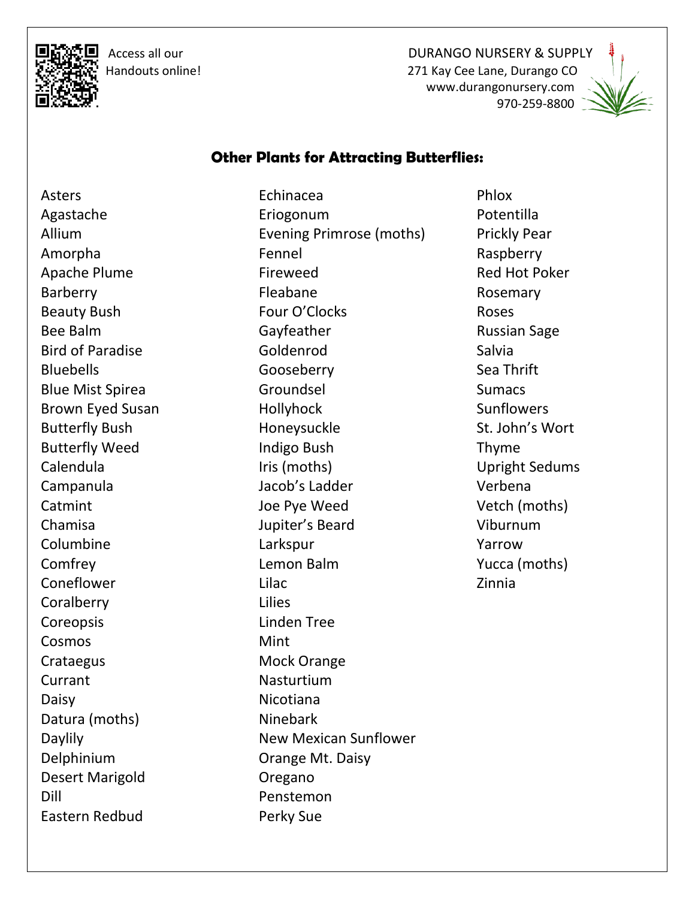Access all our Handouts online!

DURANGO NURSERY & SUPPLY
271 Kay Cee Lane, Durango CO
www.durangonursery.com
970-259-8800

## Other Plants for Attracting Butterflies:

Asters
Agastache
Allium
Amorpha
Apache Plume
Barberry
Beauty Bush
Bee Balm
Bird of Paradise
Bluebells
Blue Mist Spirea
Brown Eyed Susan
Butterfly Bush
Butterfly Weed
Calendula
Campanula
Catmint
Chamisa
Columbine
Comfrey
Coneflower
Coralberry
Coreopsis
Cosmos
Crataegus
Currant
Daisy
Datura (moths)
Daylily
Delphinium
Desert Marigold
Dill
Eastern Redbud
Echinacea
Eriogonum
Evening Primrose (moths)
Fennel
Fireweed
Fleabane
Four O'Clocks
Gayfeather
Goldenrod
Gooseberry
Groundsel
Hollyhock
Honeysuckle
Indigo Bush
Iris (moths)
Jacob's Ladder
Joe Pye Weed
Jupiter's Beard
Larkspur
Lemon Balm
Lilac
Lilies
Linden Tree
Mint
Mock Orange
Nasturtium
Nicotiana
Ninebark
New Mexican Sunflower
Orange Mt. Daisy
Oregano
Penstemon
Perky Sue
Phlox
Potentilla
Prickly Pear
Raspberry
Red Hot Poker
Rosemary
Roses
Russian Sage
Salvia
Sea Thrift
Sumacs
Sunflowers
St. John's Wort
Thyme
Upright Sedums
Verbena
Vetch (moths)
Viburnum
Yarrow
Yucca (moths)
Zinnia